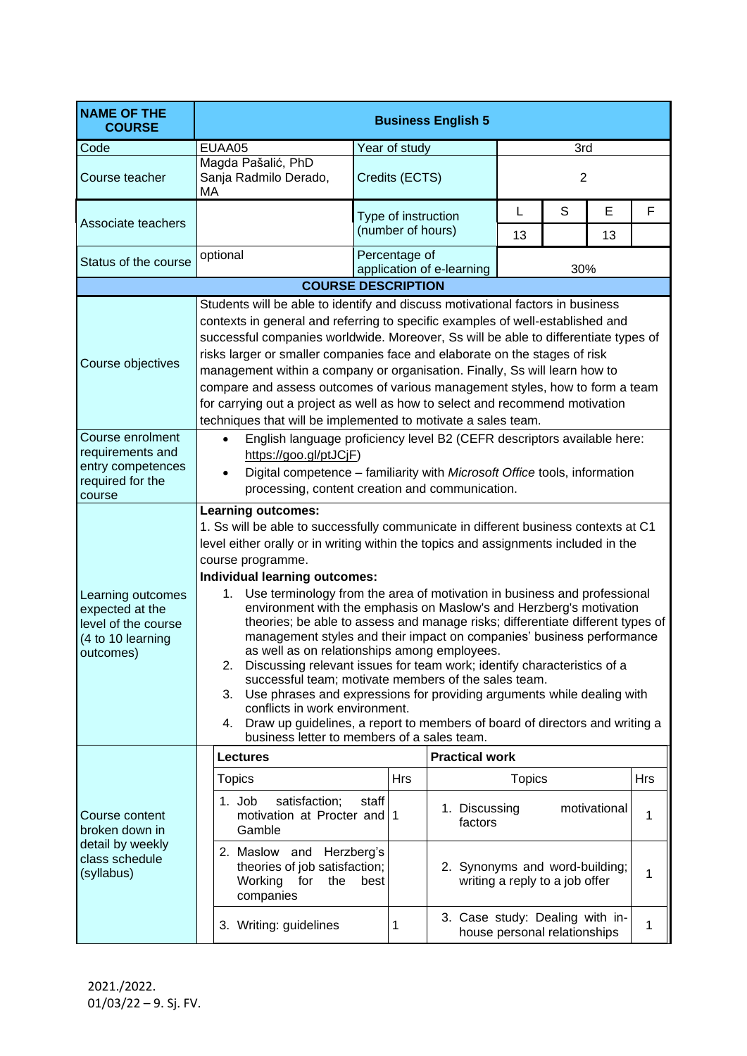| NAME OF THE COURSE | Business English 5 | | | | | |
|---|---|---|---|---|---|---|
| Code | EUAA05 | Year of study | 3rd | | | |
| Course teacher | Magda Pašalić, PhD<br>Sanja Radmilo Derado, MA | Credits (ECTS) | 2 | | | |
| Associate teachers | | Type of instruction (number of hours) | L | S | E | F |
| | | | 13 | | 13 | |
| Status of the course | optional | Percentage of application of e-learning | 30% | | | |

**COURSE DESCRIPTION**

| | |
|---|---|
| Course objectives | Students will be able to identify and discuss motivational factors in business contexts in general and referring to specific examples of well-established and successful companies worldwide. Moreover, Ss will be able to differentiate types of risks larger or smaller companies face and elaborate on the stages of risk management within a company or organisation. Finally, Ss will learn how to compare and assess outcomes of various management styles, how to form a team for carrying out a project as well as how to select and recommend motivation techniques that will be implemented to motivate a sales team. |
| Course enrolment requirements and entry competences required for the course | • English language proficiency level B2 (CEFR descriptors available here: https://goo.gl/ptJCjF)<br>• Digital competence – familiarity with *Microsoft Office* tools, information processing, content creation and communication. |
| Learning outcomes expected at the level of the course (4 to 10 learning outcomes) | **Learning outcomes:**<br>1. Ss will be able to successfully communicate in different business contexts at C1 level either orally or in writing within the topics and assignments included in the course programme.<br>**Individual learning outcomes:**<br>1. Use terminology from the area of motivation in business and professional environment with the emphasis on Maslow's and Herzberg's motivation theories; be able to assess and manage risks; differentiate different types of management styles and their impact on companies' business performance as well as on relationships among employees.<br>2. Discussing relevant issues for team work; identify characteristics of a successful team; motivate members of the sales team.<br>3. Use phrases and expressions for providing arguments while dealing with conflicts in work environment.<br>4. Draw up guidelines, a report to members of board of directors and writing a business letter to members of a sales team. |

Course content broken down in detail by weekly class schedule (syllabus)

| Lectures | | Practical work | |
|---|---|---|---|
| Topics | Hrs | Topics | Hrs |
| 1. Job satisfaction; staff motivation at Procter and Gamble | 1 | 1. Discussing motivational factors | 1 |
| 2. Maslow and Herzberg's theories of job satisfaction; Working for the best companies | | 2. Synonyms and word-building; writing a reply to a job offer | 1 |
| 3. Writing: guidelines | 1 | 3. Case study: Dealing with in-house personal relationships | 1 |

2021./2022.
01/03/22 – 9. Sj. FV.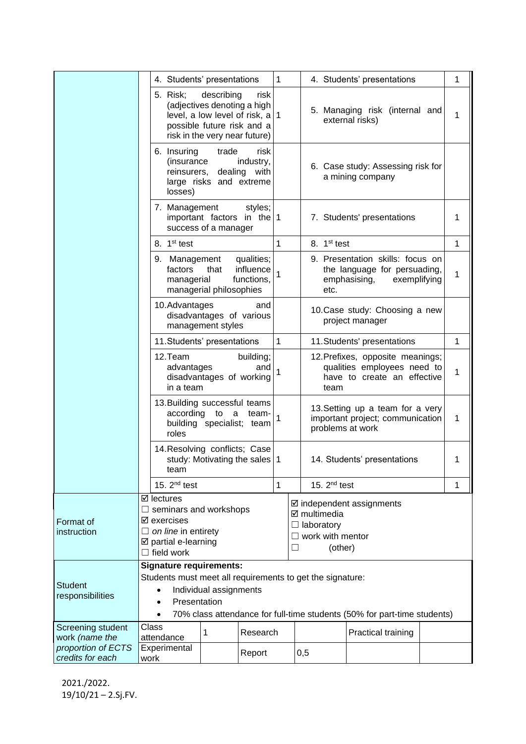| | Lectures | | Exercises | |
|---|---|---|---|---|
| | 4. Students' presentations | 1 | 4. Students' presentations | 1 |
| | 5. Risk; describing risk (adjectives denoting a high level, a low level of risk, a possible future risk and a risk in the very near future) | 1 | 5. Managing risk (internal and external risks) | 1 |
| | 6. Insuring trade risk (insurance industry, reinsurers, dealing with large risks and extreme losses) | | 6. Case study: Assessing risk for a mining company | |
| | 7. Management styles; important factors in the success of a manager | 1 | 7. Students' presentations | 1 |
| | 8. 1st test | 1 | 8. 1st test | 1 |
| | 9. Management qualities; factors that influence managerial functions, managerial philosophies | 1 | 9. Presentation skills: focus on the language for persuading, emphasising, exemplifying etc. | 1 |
| | 10. Advantages and disadvantages of various management styles | | 10. Case study: Choosing a new project manager | |
| | 11. Students' presentations | 1 | 11. Students' presentations | 1 |
| | 12. Team building; advantages and disadvantages of working in a team | 1 | 12. Prefixes, opposite meanings; qualities employees need to have to create an effective team | 1 |
| | 13. Building successful teams according to a team-building specialist; team roles | 1 | 13. Setting up a team for a very important project; communication problems at work | 1 |
| | 14. Resolving conflicts; Case study: Motivating the sales team | 1 | 14. Students' presentations | 1 |
| | 15. 2nd test | 1 | 15. 2nd test | 1 |

| | | |
|---|---|---|
| Format of instruction | ☑ lectures<br>☐ seminars and workshops<br>☑ exercises<br>☐ *on line* in entirety<br>☑ partial e-learning<br>☐ field work | ☑ independent assignments<br>☑ multimedia<br>☐ laboratory<br>☐ work with mentor<br>☐ (other) |
| Student responsibilities | **Signature requirements:**<br>Students must meet all requirements to get the signature:<br>• Individual assignments<br>• Presentation<br>• 70% class attendance for full-time students (50% for part-time students) | |

| Screening student work *(name the proportion of ECTS credits for each* | | | | | | |
|---|---|---|---|---|---|---|
| | Class attendance | 1 | Research | | Practical training | |
| | Experimental work | | Report | 0,5 | | |

2021./2022.
19/10/21 – 2.Sj.FV.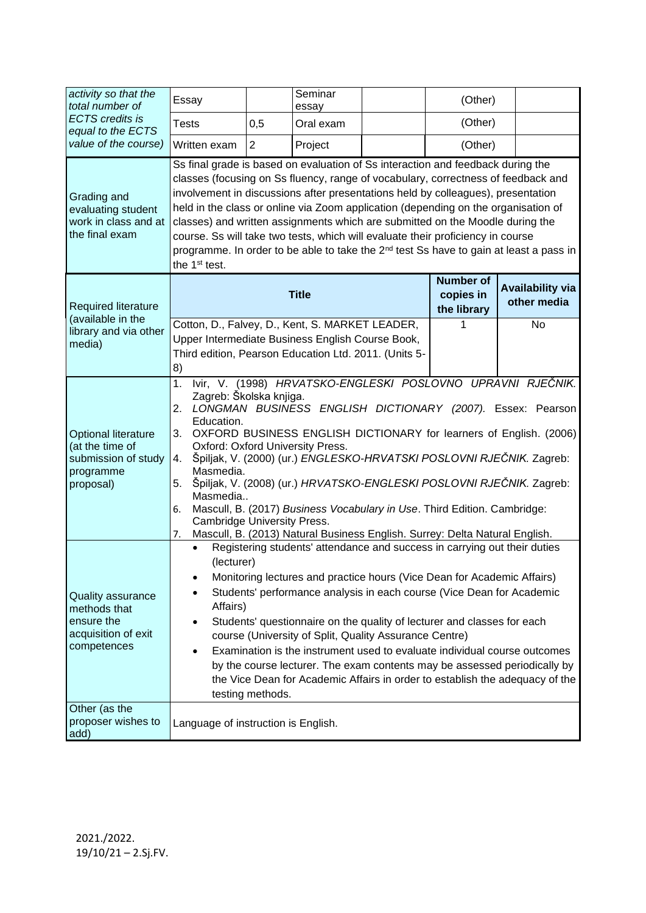| | | | | | | |
|---|---|---|---|---|---|---|
| *activity so that the total number of ECTS credits is equal to the ECTS value of the course)* | Essay | | Seminar essay | | (Other) | |
| | Tests | 0,5 | Oral exam | | (Other) | |
| | Written exam | 2 | Project | | (Other) | |

| | |
|---|---|
| Grading and evaluating student work in class and at the final exam | Ss final grade is based on evaluation of Ss interaction and feedback during the classes (focusing on Ss fluency, range of vocabulary, correctness of feedback and involvement in discussions after presentations held by colleagues), presentation held in the class or online via Zoom application (depending on the organisation of classes) and written assignments which are submitted on the Moodle during the course. Ss will take two tests, which will evaluate their proficiency in course programme. In order to be able to take the 2nd test Ss have to gain at least a pass in the 1st test. |

| | Title | Number of copies in the library | Availability via other media |
|---|---|---|---|
| Required literature (available in the library and via other media) | Cotton, D., Falvey, D., Kent, S. MARKET LEADER, Upper Intermediate Business English Course Book, Third edition, Pearson Education Ltd. 2011. (Units 5-8) | 1 | No |

| | |
|---|---|
| Optional literature (at the time of submission of study programme proposal) | 1. Ivir, V. (1998) *HRVATSKO-ENGLESKI POSLOVNO UPRAVNI RJEČNIK.* Zagreb: Školska knjiga.<br>2. *LONGMAN BUSINESS ENGLISH DICTIONARY (2007).* Essex: Pearson Education.<br>3. OXFORD BUSINESS ENGLISH DICTIONARY for learners of English. (2006) Oxford: Oxford University Press.<br>4. Špiljak, V. (2000) (ur.) *ENGLESKO-HRVATSKI POSLOVNI RJEČNIK.* Zagreb: Masmedia.<br>5. Špiljak, V. (2008) (ur.) *HRVATSKO-ENGLESKI POSLOVNI RJEČNIK.* Zagreb: Masmedia..<br>6. Mascull, B. (2017) *Business Vocabulary in Use*. Third Edition. Cambridge: Cambridge University Press.<br>7. Mascull, B. (2013) Natural Business English. Surrey: Delta Natural English. |
| Quality assurance methods that ensure the acquisition of exit competences | • Registering students' attendance and success in carrying out their duties (lecturer)<br>• Monitoring lectures and practice hours (Vice Dean for Academic Affairs)<br>• Students' performance analysis in each course (Vice Dean for Academic Affairs)<br>• Students' questionnaire on the quality of lecturer and classes for each course (University of Split, Quality Assurance Centre)<br>• Examination is the instrument used to evaluate individual course outcomes by the course lecturer. The exam contents may be assessed periodically by the Vice Dean for Academic Affairs in order to establish the adequacy of the testing methods. |
| Other (as the proposer wishes to add) | Language of instruction is English. |

2021./2022.
19/10/21 – 2.Sj.FV.